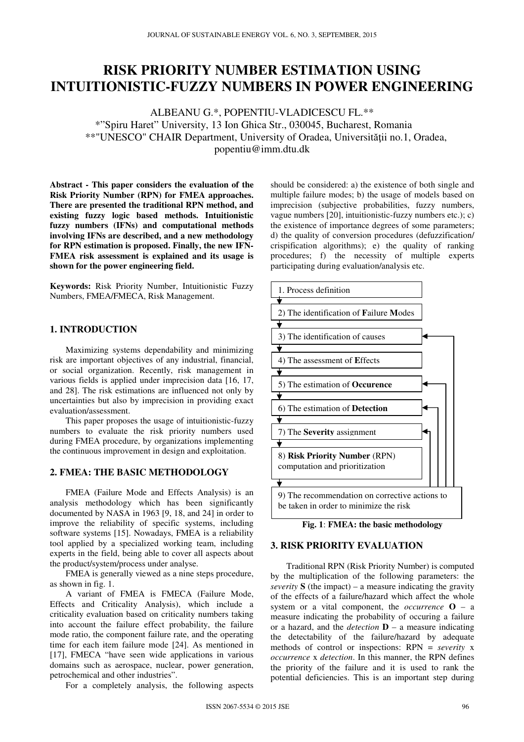# RISK PRIORITY NUMBER ESTIMATION USING INTUITIONISTIC-FUZZY NUMBERS IN POWER ENGINEERING

ALBEANU G.*, POPENTIU-VLADICESCU FL.**

*"Spiru Haret" University, 13 Ion Ghica Str., 030045, Bucharest, Romania

**"UNESCO" CHAIR Department, University of Oradea, Universităţii no.1, Oradea, popentiu@imm.dtu.dk

**Abstract - This paper considers the evaluation of the Risk Priority Number (RPN) for FMEA approaches. There are presented the traditional RPN method, and existing fuzzy logic based methods. Intuitionistic fuzzy numbers (IFNs) and computational methods involving IFNs are described, and a new methodology for RPN estimation is proposed. Finally, the new IFN-FMEA risk assessment is explained and its usage is shown for the power engineering field.**

**Keywords:** Risk Priority Number, Intuitionistic Fuzzy Numbers, FMEA/FMECA, Risk Management.

## 1. INTRODUCTION

Maximizing systems dependability and minimizing risk are important objectives of any industrial, financial, or social organization. Recently, risk management in various fields is applied under imprecision data [16, 17, and 28]. The risk estimations are influenced not only by uncertainties but also by imprecision in providing exact evaluation/assessment.

This paper proposes the usage of intuitionistic-fuzzy numbers to evaluate the risk priority numbers used during FMEA procedure, by organizations implementing the continuous improvement in design and exploitation.

## 2. FMEA: THE BASIC METHODOLOGY

FMEA (Failure Mode and Effects Analysis) is an analysis methodology which has been significantly documented by NASA in 1963 [9, 18, and 24] in order to improve the reliability of specific systems, including software systems [15]. Nowadays, FMEA is a reliability tool applied by a specialized working team, including experts in the field, being able to cover all aspects about the product/system/process under analyse.

FMEA is generally viewed as a nine steps procedure, as shown in fig. 1.

A variant of FMEA is FMECA (Failure Mode, Effects and Criticality Analysis), which include a criticality evaluation based on criticality numbers taking into account the failure effect probability, the failure mode ratio, the component failure rate, and the operating time for each item failure mode [24]. As mentioned in [17], FMECA "have seen wide applications in various domains such as aerospace, nuclear, power generation, petrochemical and other industries".

For a completely analysis, the following aspects should be considered: a) the existence of both single and multiple failure modes; b) the usage of models based on imprecision (subjective probabilities, fuzzy numbers, vague numbers [20], intuitionistic-fuzzy numbers etc.); c) the existence of importance degrees of some parameters; d) the quality of conversion procedures (defuzzification/ crispification algorithms); e) the quality of ranking procedures; f) the necessity of multiple experts participating during evaluation/analysis etc.

1. Process definition
2) The identification of **F**ailure **M**odes
3) The identification of causes
4) The assessment of **E**ffects
5) The estimation of **Occurence**
6) The estimation of **Detection**
7) The **Severity** assignment
8) **Risk Priority Number** (RPN) computation and prioritization
9) The recommendation on corrective actions to be taken in order to minimize the risk

**Fig. 1**: **FMEA: the basic methodology**

## 3. RISK PRIORITY EVALUATION

Traditional RPN (Risk Priority Number) is computed by the multiplication of the following parameters: the *severity* **S** (the impact) – a measure indicating the gravity of the effects of a failure/hazard which affect the whole system or a vital component, the *occurrence* **O** – a measure indicating the probability of occuring a failure or a hazard, and the *detection* **D** – a measure indicating the detectability of the failure/hazard by adequate methods of control or inspections: RPN = *severity* x *occurrence* x *detection*. In this manner, the RPN defines the priority of the failure and it is used to rank the potential deficiencies. This is an important step during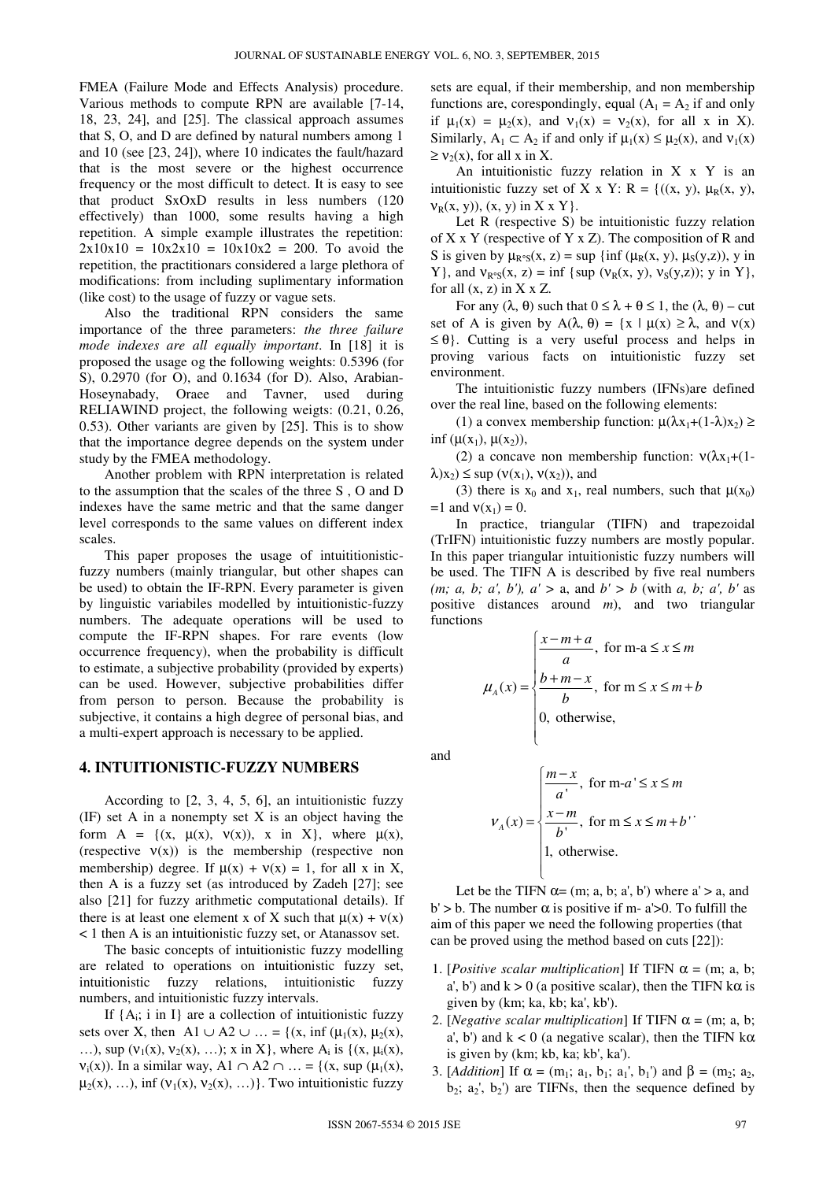FMEA (Failure Mode and Effects Analysis) procedure. Various methods to compute RPN are available [7-14, 18, 23, 24], and [25]. The classical approach assumes that S, O, and D are defined by natural numbers among 1 and 10 (see [23, 24]), where 10 indicates the fault/hazard that is the most severe or the highest occurrence frequency or the most difficult to detect. It is easy to see that product SxOxD results in less numbers (120 effectively) than 1000, some results having a high repetition. A simple example illustrates the repetition: 2x10x10 = 10x2x10 = 10x10x2 = 200. To avoid the repetition, the practitionars considered a large plethora of modifications: from including suplimentary information (like cost) to the usage of fuzzy or vague sets.

Also the traditional RPN considers the same importance of the three parameters: *the three failure mode indexes are all equally important*. In [18] it is proposed the usage og the following weights: 0.5396 (for S), 0.2970 (for O), and 0.1634 (for D). Also, Arabian-Hoseynabady, Oraee and Tavner, used during RELIAWIND project, the following weigts: (0.21, 0.26, 0.53). Other variants are given by [25]. This is to show that the importance degree depends on the system under study by the FMEA methodology.

Another problem with RPN interpretation is related to the assumption that the scales of the three S , O and D indexes have the same metric and that the same danger level corresponds to the same values on different index scales.

This paper proposes the usage of intuititionistic-fuzzy numbers (mainly triangular, but other shapes can be used) to obtain the IF-RPN. Every parameter is given by linguistic variabiles modelled by intuitionistic-fuzzy numbers. The adequate operations will be used to compute the IF-RPN shapes. For rare events (low occurrence frequency), when the probability is difficult to estimate, a subjective probability (provided by experts) can be used. However, subjective probabilities differ from person to person. Because the probability is subjective, it contains a high degree of personal bias, and a multi-expert approach is necessary to be applied.

## 4. INTUITIONISTIC-FUZZY NUMBERS

According to [2, 3, 4, 5, 6], an intuitionistic fuzzy (IF) set A in a nonempty set X is an object having the form A = {(x, $\mu(x)$, $\nu(x)$), x in X}, where $\mu(x)$, (respective $\nu(x)$) is the membership (respective non membership) degree. If $\mu(x) + \nu(x) = 1$, for all x in X, then A is a fuzzy set (as introduced by Zadeh [27]; see also [21] for fuzzy arithmetic computational details). If there is at least one element x of X such that $\mu(x) + \nu(x) < 1$ then A is an intuitionistic fuzzy set, or Atanassov set.

The basic concepts of intuitionistic fuzzy modelling are related to operations on intuitionistic fuzzy set, intuitionistic fuzzy relations, intuitionistic fuzzy numbers, and intuitionistic fuzzy intervals.

If {$A_i$; i in I} are a collection of intuitionistic fuzzy sets over X, then $A1 \cup A2 \cup \ldots$ = {(x, inf ($\mu_1(x)$, $\mu_2(x)$, …), sup ($\nu_1(x)$, $\nu_2(x)$, …); x in X}, where $A_i$ is {(x, $\mu_i(x)$, $\nu_i(x)$)}. In a similar way, $A1 \cap A2 \cap \ldots$ = {(x, sup ($\mu_1(x)$, $\mu_2(x)$, …), inf ($\nu_1(x)$, $\nu_2(x)$, …)}. Two intuitionistic fuzzy sets are equal, if their membership, and non membership functions are, corespondingly, equal ($A_1 = A_2$ if and only if $\mu_1(x) = \mu_2(x)$, and $\nu_1(x) = \nu_2(x)$, for all x in X). Similarly, $A_1 \subset A_2$ if and only if $\mu_1(x) \leq \mu_2(x)$, and $\nu_1(x) \geq \nu_2(x)$, for all x in X.

An intuitionistic fuzzy relation in X x Y is an intuitionistic fuzzy set of X x Y: R = {((x, y), $\mu_R(x, y)$, $\nu_R(x, y)$), (x, y) in X x Y}.

Let R (respective S) be intuitionistic fuzzy relation of X x Y (respective of Y x Z). The composition of R and S is given by $\mu_{R \circ S}(x, z)$ = sup {inf ($\mu_R(x, y)$, $\mu_S(y,z)$), y in Y}, and $\nu_{R \circ S}(x, z)$ = inf {sup ($\nu_R(x, y)$, $\nu_S(y,z)$); y in Y}, for all (x, z) in X x Z.

For any ($\lambda$, $\theta$) such that $0 \leq \lambda + \theta \leq 1$, the ($\lambda$, $\theta$) – cut set of A is given by A($\lambda$, $\theta$) = {x | $\mu(x) \geq \lambda$, and $\nu(x) \leq \theta$}. Cutting is a very useful process and helps in proving various facts on intuitionistic fuzzy set environment.

The intuitionistic fuzzy numbers (IFNs)are defined over the real line, based on the following elements:

(1) a convex membership function: $\mu(\lambda x_1+(1-\lambda)x_2) \geq \inf(\mu(x_1), \mu(x_2))$,

(2) a concave non membership function: $\nu(\lambda x_1+(1-\lambda)x_2) \leq \sup(\nu(x_1), \nu(x_2))$, and

(3) there is $x_0$ and $x_1$, real numbers, such that $\mu(x_0) = 1$ and $\nu(x_1) = 0$.

In practice, triangular (TIFN) and trapezoidal (TrIFN) intuitionistic fuzzy numbers are mostly popular. In this paper triangular intuitionistic fuzzy numbers will be used. The TIFN A is described by five real numbers *(m; a, b; a', b'), a' >* a, and *b' > b* (with *a, b; a', b'* as positive distances around *m*), and two triangular functions

$$\mu_A(x) = \begin{cases} \dfrac{x-m+a}{a}, & \text{for m-a} \leq x \leq m \\ \dfrac{b+m-x}{b}, & \text{for m} \leq x \leq m+b \\ 0, & \text{otherwise,} \end{cases}$$

and

$$\nu_A(x) = \begin{cases} \dfrac{m-x}{a'}, & \text{for m-}a' \leq x \leq m \\ \dfrac{x-m}{b'}, & \text{for m} \leq x \leq m+b' \\ 1, & \text{otherwise.} \end{cases}$$

Let be the TIFN $\alpha$= (m; a, b; a', b') where a' > a, and b' > b. The number $\alpha$ is positive if m- a'>0. To fulfill the aim of this paper we need the following properties (that can be proved using the method based on cuts [22]):

1. [*Positive scalar multiplication*] If TIFN $\alpha$ = (m; a, b; a', b') and k > 0 (a positive scalar), then the TIFN k$\alpha$ is given by (km; ka, kb; ka', kb').
2. [*Negative scalar multiplication*] If TIFN $\alpha$ = (m; a, b; a', b') and k < 0 (a negative scalar), then the TIFN k$\alpha$ is given by (km; kb, ka; kb', ka').
3. [*Addition*] If $\alpha$ = ($m_1$; $a_1$, $b_1$; $a_1'$, $b_1'$) and $\beta$ = ($m_2$; $a_2$, $b_2$; $a_2'$, $b_2'$) are TIFNs, then the sequence defined by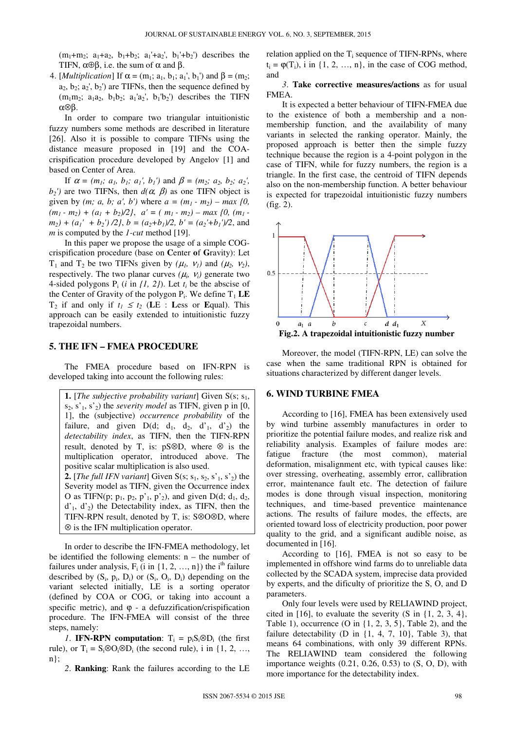$(m_1+m_2;\ a_1+a_2,\ b_1+b_2;\ a_1'+a_2',\ b_1'+b_2')$ describes the TIFN, $\alpha\oplus\beta$, i.e. the sum of $\alpha$ and $\beta$.

4. [*Multiplication*] If $\alpha = (m_1;\ a_1, b_1;\ a_1', b_1')$ and $\beta = (m_2;\ a_2, b_2;\ a_2', b_2')$ are TIFNs, then the sequence defined by $(m_1m_2;\ a_1a_2,\ b_1b_2;\ a_1'a_2',\ b_1'b_2')$ describes the TIFN $\alpha\otimes\beta$.

In order to compare two triangular intuitionistic fuzzy numbers some methods are described in literature [26]. Also it is possible to compare TIFNs using the distance measure proposed in [19] and the COA-crispification procedure developed by Angelov [1] and based on Center of Area.

If $\alpha = (m_1;\ a_1,\ b_1;\ a_1',\ b_1')$ and $\beta = (m_2;\ a_2,\ b_2;\ a_2',\ b_2')$ are two TIFNs, then $d(\alpha, \beta)$ as one TIFN object is given by $(m;\ a,\ b;\ a',\ b')$ where $a = (m_1 - m_2) - \max\{0, (m_1 - m_2) + (a_1 + b_2)/2\}$, $a' = (m_1 - m_2) - \max\{0, (m_1 - m_2) + (a_1' + b_2')/2\}$, $b = (a_2+b_1)/2$, $b' = (a_2'+b_1')/2$, and $m$ is computed by the *1-cut* method [19].

In this paper we propose the usage of a simple COG-crispification procedure (base on **C**enter **o**f **G**ravity): Let $T_1$ and $T_2$ be two TIFNs given by $(\mu_1, \nu_1)$ and $(\mu_2, \nu_2)$, respectively. The two planar curves $(\mu_i, \nu_i)$ generate two 4-sided polygons $P_i$ ($i$ in $\{1, 2\}$). Let $t_i$ be the abscise of the Center of Gravity of the polygon $P_i$. We define $T_1$ **LE** $T_2$ if and only if $t_1 \leq t_2$ (**LE** : **L**ess or **E**qual). This approach can be easily extended to intuitionistic fuzzy trapezoidal numbers.

## 5. THE IFN – FMEA PROCEDURE

The FMEA procedure based on IFN-RPN is developed taking into account the following rules:

> **1.** [*The subjective probability variant*] Given $S(s;\ s_1, s_2, s'_1, s'_2)$ the *severity model* as TIFN, given p in [0, 1], the (subjective) *occurrence probability* of the failure, and given $D(d;\ d_1, d_2, d'_1, d'_2)$ the *detectability index*, as TIFN, then the TIFN-RPN result, denoted by T, is: $pS\otimes D$, where $\otimes$ is the multiplication operator, introduced above. The positive scalar multiplication is also used.
>
> **2.** [*The full IFN variant*] Given $S(s;\ s_1, s_2, s'_1, s'_2)$ the Severity model as TIFN, given the Occurrence index O as TIFN$(p;\ p_1, p_2, p'_1, p'_2)$, and given $D(d;\ d_1, d_2, d'_1, d'_2)$ the Detectability index, as TIFN, then the TIFN-RPN result, denoted by T, is: $S\otimes O\otimes D$, where $\otimes$ is the IFN multiplication operator.

In order to describe the IFN-FMEA methodology, let be identified the following elements: n – the number of failures under analysis, $F_i$ (i in $\{1, 2, \ldots, n\}$) the i[th] failure described by $(S_i, p_i, D_i)$ or $(S_i, O_i, D_i)$ depending on the variant selected initially, LE is a sorting operator (defined by COA or COG, or taking into account a specific metric), and $\varphi$ - a defuzzification/crispification procedure. The IFN-FMEA will consist of the three steps, namely:

*1.* **IFN-RPN computation**: $T_i = p_iS_i\otimes D_i$ (the first rule), or $T_i = S_i\otimes O_i\otimes D_i$ (the second rule), i in $\{1, 2, \ldots, n\}$;

*2.* **Ranking**: Rank the failures according to the LE relation applied on the $T_i$ sequence of TIFN-RPNs, where $t_i = \varphi(T_i)$, i in $\{1, 2, \ldots, n\}$, in the case of COG method, and

*3.* **Take corrective measures/actions** as for usual FMEA.

It is expected a better behaviour of TIFN-FMEA due to the existence of both a membership and a non-membership function, and the availability of many variants in selected the ranking operator. Mainly, the proposed approach is better then the simple fuzzy technique because the region is a 4-point polygon in the case of TIFN, while for fuzzy numbers, the region is a triangle. In the first case, the centroid of TIFN depends also on the non-membership function. A better behaviour is expected for trapezoidal intuitionistic fuzzy numbers (fig. 2).

**Fig.2. A trapezoidal intuitionistic fuzzy number**

Moreover, the model (TIFN-RPN, LE) can solve the case when the same traditional RPN is obtained for situations characterized by different danger levels.

## 6. WIND TURBINE FMEA

According to [16], FMEA has been extensively used by wind turbine assembly manufactures in order to prioritize the potential failure modes, and realize risk and reliability analysis. Examples of failure modes are: fatigue fracture (the most common), material deformation, misalignment etc, with typical causes like: over stressing, overheating, assembly error, callibration error, maintenance fault etc. The detection of failure modes is done through visual inspection, monitoring techniques, and time-based preventice maintenance actions. The results of failure modes, the effects, are oriented toward loss of electricity production, poor power quality to the grid, and a significant audible noise, as documented in [16].

According to [16], FMEA is not so easy to be implemented in offshore wind farms do to unreliable data collected by the SCADA system, imprecise data provided by experts, and the dificulty of prioritize the S, O, and D parameters.

Only four levels were used by RELIAWIND project, cited in [16], to evaluate the severity (S in {1, 2, 3, 4}, Table 1), occurrence (O in {1, 2, 3, 5}, Table 2), and the failure detectability (D in {1, 4, 7, 10}, Table 3), that means 64 combinations, with only 39 different RPNs. The RELIAWIND team considered the following importance weights (0.21, 0.26, 0.53) to (S, O, D), with more importance for the detectability index.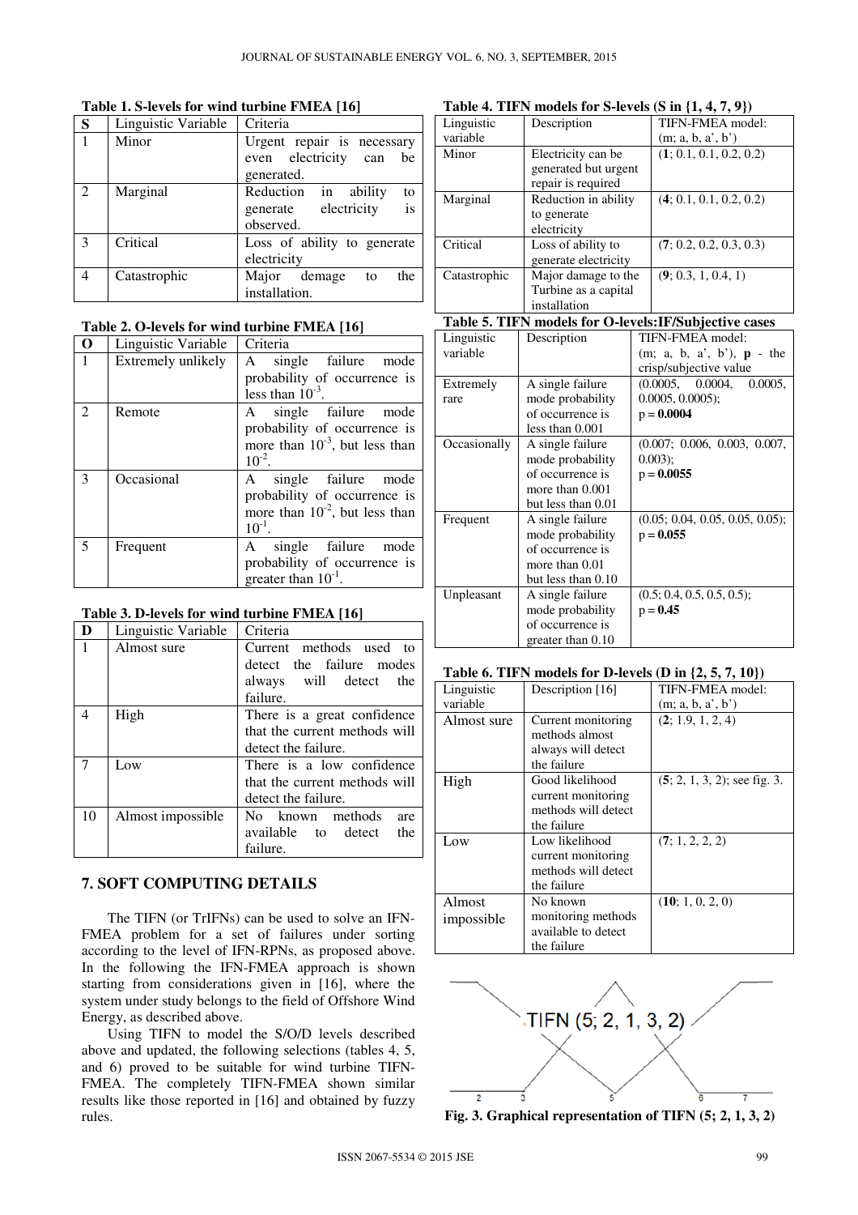**Table 1. S-levels for wind turbine FMEA [16]**

| S | Linguistic Variable | Criteria |
|---|---|---|
| 1 | Minor | Urgent repair is necessary even electricity can be generated. |
| 2 | Marginal | Reduction in ability to generate electricity is observed. |
| 3 | Critical | Loss of ability to generate electricity |
| 4 | Catastrophic | Major demage to the installation. |

**Table 2. O-levels for wind turbine FMEA [16]**

| O | Linguistic Variable | Criteria |
|---|---|---|
| 1 | Extremely unlikely | A single failure mode probability of occurrence is less than $10^{-3}$. |
| 2 | Remote | A single failure mode probability of occurrence is more than $10^{-3}$, but less than $10^{-2}$. |
| 3 | Occasional | A single failure mode probability of occurrence is more than $10^{-2}$, but less than $10^{-1}$. |
| 5 | Frequent | A single failure mode probability of occurrence is greater than $10^{-1}$. |

**Table 3. D-levels for wind turbine FMEA [16]**

| D | Linguistic Variable | Criteria |
|---|---|---|
| 1 | Almost sure | Current methods used to detect the failure modes always will detect the failure. |
| 4 | High | There is a great confidence that the current methods will detect the failure. |
| 7 | Low | There is a low confidence that the current methods will detect the failure. |
| 10 | Almost impossible | No known methods are available to detect the failure. |

## 7. SOFT COMPUTING DETAILS

The TIFN (or TrIFNs) can be used to solve an IFN-FMEA problem for a set of failures under sorting according to the level of IFN-RPNs, as proposed above. In the following the IFN-FMEA approach is shown starting from considerations given in [16], where the system under study belongs to the field of Offshore Wind Energy, as described above.

Using TIFN to model the S/O/D levels described above and updated, the following selections (tables 4, 5, and 6) proved to be suitable for wind turbine TIFN-FMEA. The completely TIFN-FMEA shown similar results like those reported in [16] and obtained by fuzzy rules.

**Table 4. TIFN models for S-levels (S in {1, 4, 7, 9})**

| Linguistic variable | Description | TIFN-FMEA model: (m; a, b, a', b') |
|---|---|---|
| Minor | Electricity can be generated but urgent repair is required | (**1**; 0.1, 0.1, 0.2, 0.2) |
| Marginal | Reduction in ability to generate electricity | (**4**; 0.1, 0.1, 0.2, 0.2) |
| Critical | Loss of ability to generate electricity | (**7**; 0.2, 0.2, 0.3, 0.3) |
| Catastrophic | Major damage to the Turbine as a capital installation | (**9**; 0.3, 1, 0.4, 1) |

**Table 5. TIFN models for O-levels:IF/Subjective cases**

| Linguistic variable | Description | TIFN-FMEA model: (m; a, b, a', b'), **p** - the crisp/subjective value |
|---|---|---|
| Extremely rare | A single failure mode probability of occurrence is less than 0.001 | (0.0005, 0.0004, 0.0005, 0.0005, 0.0005); p = **0.0004** |
| Occasionally | A single failure mode probability of occurrence is more than 0.001 but less than 0.01 | (0.007; 0.006, 0.003, 0.007, 0.003); p = **0.0055** |
| Frequent | A single failure mode probability of occurrence is more than 0.01 but less than 0.10 | (0.05; 0.04, 0.05, 0.05, 0.05); p = **0.055** |
| Unpleasant | A single failure mode probability of occurrence is greater than 0.10 | (0.5; 0.4, 0.5, 0.5, 0.5); p = **0.45** |

**Table 6. TIFN models for D-levels (D in {2, 5, 7, 10})**

| Linguistic variable | Description [16] | TIFN-FMEA model: (m; a, b, a', b') |
|---|---|---|
| Almost sure | Current monitoring methods almost always will detect the failure | (**2**; 1.9, 1, 2, 4) |
| High | Good likelihood current monitoring methods will detect the failure | (**5**; 2, 1, 3, 2); see fig. 3. |
| Low | Low likelihood current monitoring methods will detect the failure | (**7**; 1, 2, 2, 2) |
| Almost impossible | No known monitoring methods available to detect the failure | (**10**; 1, 0, 2, 0) |

**Fig. 3. Graphical representation of TIFN (5; 2, 1, 3, 2)**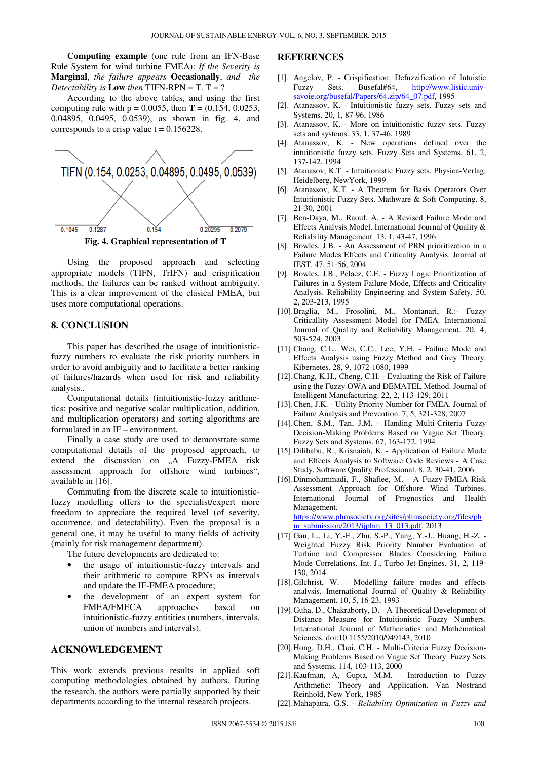**Computing example** (one rule from an IFN-Base Rule System for wind turbine FMEA): *If the Severity is* **Marginal**, *the failure appears* **Occasionally**, *and the Detectability is* **Low** *then* TIFN-RPN = T. T = ?

According to the above tables, and using the first computing rule with p = 0.0055, then **T** = (0.154, 0.0253, 0.04895, 0.0495, 0.0539), as shown in fig. 4, and corresponds to a crisp value t = 0.156228.

TIFN (0.154, 0.0253, 0.04895, 0.0495, 0.0539)

0.1045 0.1287 0.154 0.20295 0.2079

**Fig. 4. Graphical representation of T**

Using the proposed approach and selecting appropriate models (TIFN, TrIFN) and crispification methods, the failures can be ranked without ambiguity. This is a clear improvement of the classical FMEA, but uses more computational operations.

## 8. CONCLUSION

This paper has described the usage of intuitionistic-fuzzy numbers to evaluate the risk priority numbers in order to avoid ambiguity and to facilitate a better ranking of failures/hazards when used for risk and reliability analysis..

Computational details (intuitionistic-fuzzy arithmetics: positive and negative scalar multiplication, addition, and multiplication operators) and sorting algorithms are formulated in an IF – environment.

Finally a case study are used to demonstrate some computational details of the proposed approach, to extend the discussion on „A Fuzzy-FMEA risk assessment approach for offshore wind turbines", available in [16].

Commuting from the discrete scale to intuitionistic-fuzzy modelling offers to the specialist/expert more freedom to appreciate the required level (of severity, occurrence, and detectability). Even the proposal is a general one, it may be useful to many fields of activity (mainly for risk management department).

The future developments are dedicated to:

- the usage of intuitionistic-fuzzy intervals and their arithmetic to compute RPNs as intervals and update the IF-FMEA procedure;
- the development of an expert system for FMEA/FMECA approaches based on intuitionistic-fuzzy entitities (numbers, intervals, union of numbers and intervals).

## ACKNOWLEDGEMENT

This work extends previous results in applied soft computing methodologies obtained by authors. During the research, the authors were partially supported by their departments according to the internal research projects.

## REFERENCES

[1]. Angelov, P. - Crispification: Defuzzification of Intuistic Fuzzy Sets. Busefal#64, http://www.listic.univ-savoie.org/busefal/Papers/64.zip/64_07.pdf, 1995

[2]. Atanassov, K. - Intuitionistic fuzzy sets. Fuzzy sets and Systems. 20, 1, 87-96, 1986

[3]. Atanassov, K. - More on intuitionistic fuzzy sets. Fuzzy sets and systems. 33, 1, 37-46, 1989

[4]. Atanassov, K. - New operations defined over the intuitionistic fuzzy sets. Fuzzy Sets and Systems. 61, 2, 137-142, 1994

[5]. Atanassov, K.T. - Intuitionistic Fuzzy sets. Physica-Verlag, Heidelberg, NewYork, 1999

[6]. Atanassov, K.T. - A Theorem for Basis Operators Over Intuitionistic Fuzzy Sets. Mathware & Soft Computing. 8, 21-30, 2001

[7]. Ben-Daya, M., Raouf, A. - A Revised Failure Mode and Effects Analysis Model. International Journal of Quality & Reliability Management. 13, 1, 43-47, 1996

[8]. Bowles, J.B. - An Assessment of PRN prioritization in a Failure Modes Effects and Criticality Analysis. Journal of IEST. 47, 51-56, 2004

[9]. Bowles, J.B., Pelaez, C.E. - Fuzzy Logic Prioritization of Failures in a System Failure Mode, Effects and Criticality Analysis. Reliability Engineering and System Safety. 50, 2, 203-213, 1995

[10].Braglia, M., Frosolini, M., Montanari, R.:- Fuzzy Criticallity Assessment Model for FMEA. International Journal of Quality and Reliability Management. 20, 4, 503-524, 2003

[11].Chang, C.L., Wei, C.C., Lee, Y.H. - Failure Mode and Effects Analysis using Fuzzy Method and Grey Theory. Kibernetes. 28, 9, 1072-1080, 1999

[12].Chang, K.H., Cheng, C.H. - Evaluating the Risk of Failure using the Fuzzy OWA and DEMATEL Method. Journal of Intelligent Manufacturing. 22, 2, 113-129, 2011

[13].Chen, J.K. - Utility Priority Number for FMEA. Journal of Failure Analysis and Prevention. 7, 5, 321-328, 2007

[14].Chen, S.M., Tan, J.M. - Handing Multi-Criteria Fuzzy Decision-Making Problems Based on Vague Set Theory. Fuzzy Sets and Systems. 67, 163-172, 1994

[15].Dilibabu, R., Krisnaiah, K. - Application of Failure Mode and Effects Analysis to Software Code Reviews - A Case Study, Software Quality Professional. 8, 2, 30-41, 2006

[16].Dinmohammadi, F., Shafiee, M. - A Fuzzy-FMEA Risk Assessment Approach for Offshore Wind Turbines. International Journal of Prognostics and Health Management. https://www.phmsociety.org/sites/phmsociety.org/files/phm_submission/2013/ijphm_13_013.pdf, 2013

[17].Gan, L., Li, Y.-F., Zhu, S.-P., Yang, Y.-J., Huang, H.-Z. - Weighted Fuzzy Risk Priority Number Evaluation of Turbine and Compressor Blades Considering Failure Mode Correlations. Int. J., Turbo Jet-Engines. 31, 2, 119-130, 2014

[18].Gilchrist, W. - Modelling failure modes and effects analysis. International Journal of Quality & Reliability Management. 10, 5, 16-23, 1993

[19].Guha, D., Chakraborty, D. - A Theoretical Development of Distance Measure for Intuitionistic Fuzzy Numbers. International Journal of Mathematics and Mathematical Sciences. doi:10.1155/2010/949143, 2010

[20].Hong, D.H., Choi, C.H. - Multi-Criteria Fuzzy Decision-Making Problems Based on Vague Set Theory. Fuzzy Sets and Systems, 114, 103-113, 2000

[21].Kaufman, A, Gupta, M.M. - Introduction to Fuzzy Arithmetic: Theory and Application. Van Nostrand Reinhold, New York, 1985

[22].Mahapatra, G.S. - *Reliability Optimization in Fuzzy and*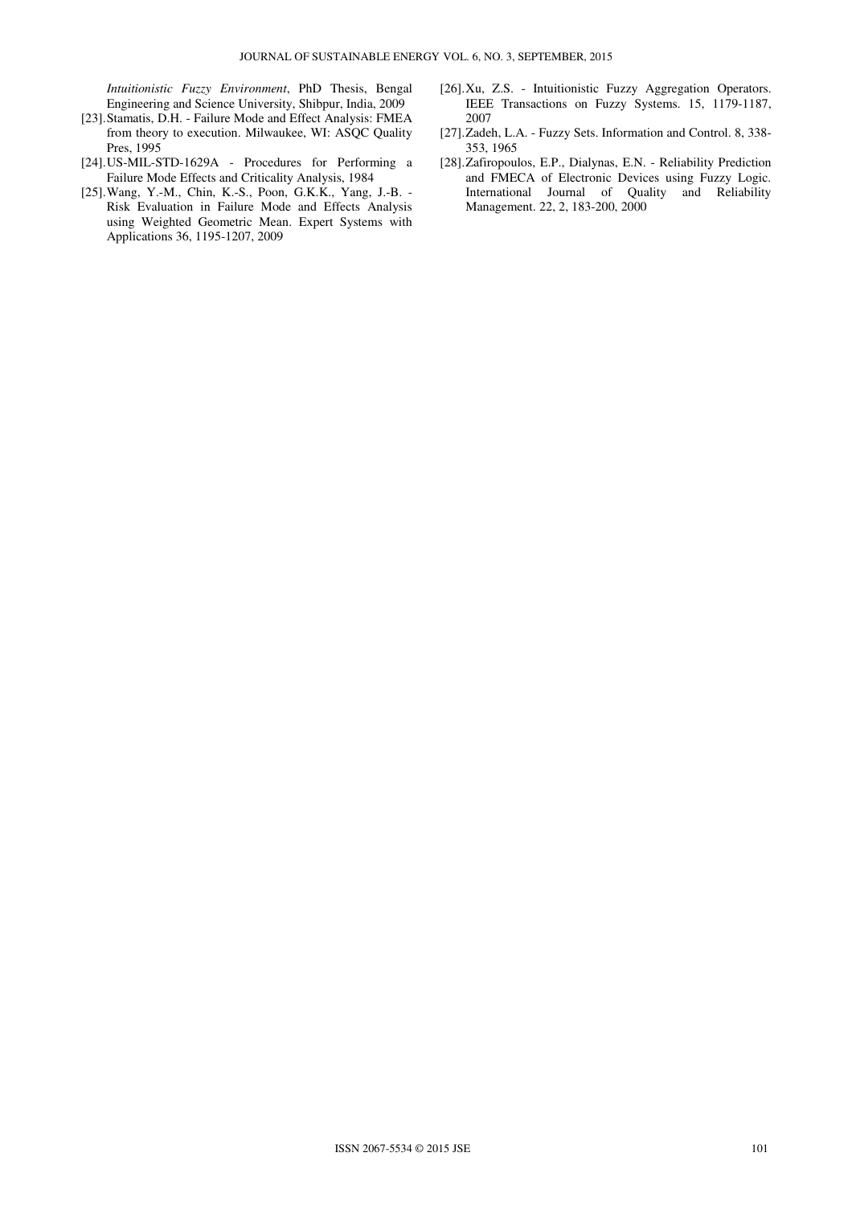*Intuitionistic Fuzzy Environment*, PhD Thesis, Bengal Engineering and Science University, Shibpur, India, 2009

[23]. Stamatis, D.H. - Failure Mode and Effect Analysis: FMEA from theory to execution. Milwaukee, WI: ASQC Quality Pres, 1995

[24]. US-MIL-STD-1629A - Procedures for Performing a Failure Mode Effects and Criticality Analysis, 1984

[25]. Wang, Y.-M., Chin, K.-S., Poon, G.K.K., Yang, J.-B. - Risk Evaluation in Failure Mode and Effects Analysis using Weighted Geometric Mean. Expert Systems with Applications 36, 1195-1207, 2009

[26]. Xu, Z.S. - Intuitionistic Fuzzy Aggregation Operators. IEEE Transactions on Fuzzy Systems. 15, 1179-1187, 2007

[27]. Zadeh, L.A. - Fuzzy Sets. Information and Control. 8, 338-353, 1965

[28]. Zafiropoulos, E.P., Dialynas, E.N. - Reliability Prediction and FMECA of Electronic Devices using Fuzzy Logic. International Journal of Quality and Reliability Management. 22, 2, 183-200, 2000